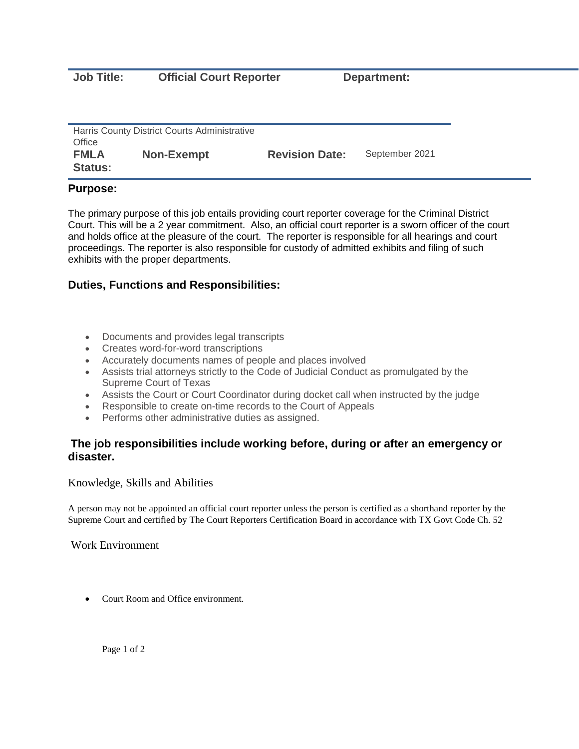**Job Title:** **Official Court Reporter** **Department:**

Harris County District Courts Administrative Office

**FMLA Status:** **Non-Exempt** **Revision Date:** September 2021

**Purpose:**

The primary purpose of this job entails providing court reporter coverage for the Criminal District Court. This will be a 2 year commitment. Also, an official court reporter is a sworn officer of the court and holds office at the pleasure of the court. The reporter is responsible for all hearings and court proceedings. The reporter is also responsible for custody of admitted exhibits and filing of such exhibits with the proper departments.

**Duties, Functions and Responsibilities:**

- Documents and provides legal transcripts
- Creates word-for-word transcriptions
- Accurately documents names of people and places involved
- Assists trial attorneys strictly to the Code of Judicial Conduct as promulgated by the Supreme Court of Texas
- Assists the Court or Court Coordinator during docket call when instructed by the judge
- Responsible to create on-time records to the Court of Appeals
- Performs other administrative duties as assigned.

**The job responsibilities include working before, during or after an emergency or disaster.**

Knowledge, Skills and Abilities

A person may not be appointed an official court reporter unless the person is certified as a shorthand reporter by the Supreme Court and certified by The Court Reporters Certification Board in accordance with TX Govt Code Ch. 52

Work Environment

- Court Room and Office environment.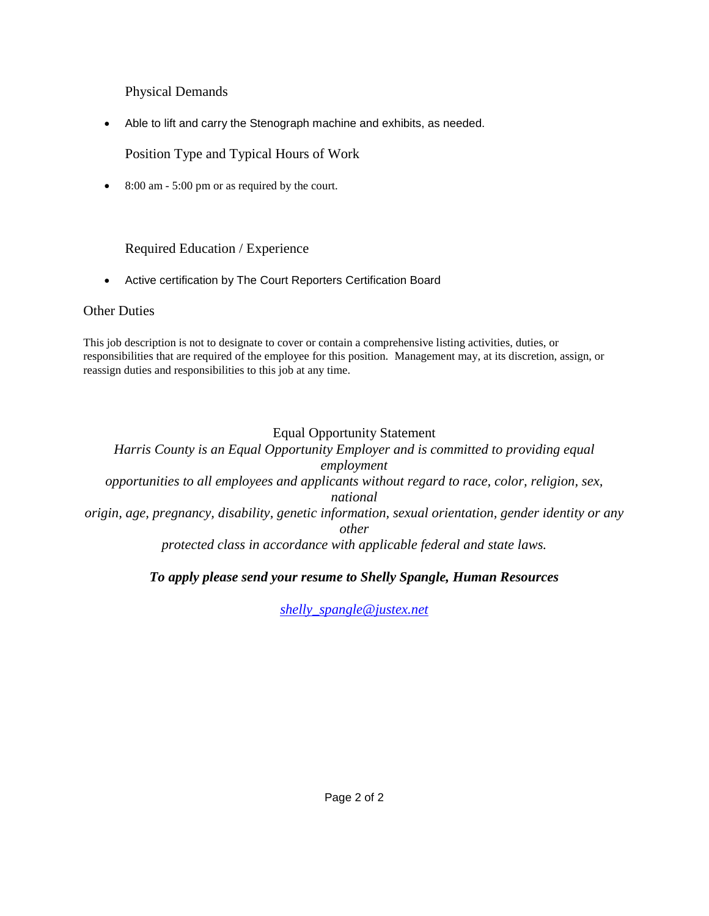## Physical Demands

- Able to lift and carry the Stenograph machine and exhibits, as needed.

## Position Type and Typical Hours of Work

- 8:00 am - 5:00 pm or as required by the court.

## Required Education / Experience

- Active certification by The Court Reporters Certification Board

## Other Duties

This job description is not to designate to cover or contain a comprehensive listing activities, duties, or responsibilities that are required of the employee for this position. Management may, at its discretion, assign, or reassign duties and responsibilities to this job at any time.

## Equal Opportunity Statement

*Harris County is an Equal Opportunity Employer and is committed to providing equal employment opportunities to all employees and applicants without regard to race, color, religion, sex, national origin, age, pregnancy, disability, genetic information, sexual orientation, gender identity or any other protected class in accordance with applicable federal and state laws.*

***To apply please send your resume to Shelly Spangle, Human Resources***

*shelly_spangle@justex.net*